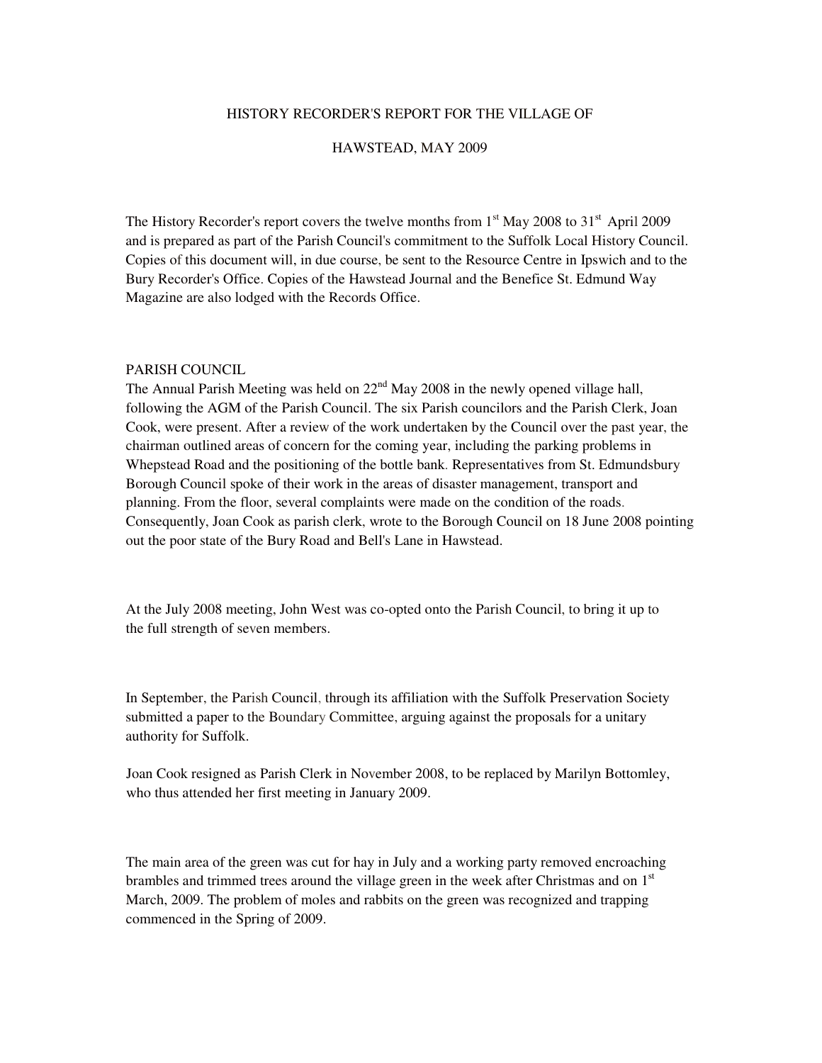# HISTORY RECORDER'S REPORT FOR THE VILLAGE OF HAWSTEAD, MAY 2009

The History Recorder's report covers the twelve months from 1st May 2008 to 31st April 2009 and is prepared as part of the Parish Council's commitment to the Suffolk Local History Council. Copies of this document will, in due course, be sent to the Resource Centre in Ipswich and to the Bury Recorder's Office. Copies of the Hawstead Journal and the Benefice St. Edmund Way Magazine are also lodged with the Records Office.

## PARISH COUNCIL

The Annual Parish Meeting was held on 22nd May 2008 in the newly opened village hall, following the AGM of the Parish Council. The six Parish councilors and the Parish Clerk, Joan Cook, were present. After a review of the work undertaken by the Council over the past year, the chairman outlined areas of concern for the coming year, including the parking problems in Whepstead Road and the positioning of the bottle bank. Representatives from St. Edmundsbury Borough Council spoke of their work in the areas of disaster management, transport and planning. From the floor, several complaints were made on the condition of the roads. Consequently, Joan Cook as parish clerk, wrote to the Borough Council on 18 June 2008 pointing out the poor state of the Bury Road and Bell's Lane in Hawstead.

At the July 2008 meeting, John West was co-opted onto the Parish Council, to bring it up to the full strength of seven members.

In September, the Parish Council, through its affiliation with the Suffolk Preservation Society submitted a paper to the Boundary Committee, arguing against the proposals for a unitary authority for Suffolk.

Joan Cook resigned as Parish Clerk in November 2008, to be replaced by Marilyn Bottomley, who thus attended her first meeting in January 2009.

The main area of the green was cut for hay in July and a working party removed encroaching brambles and trimmed trees around the village green in the week after Christmas and on 1st March, 2009. The problem of moles and rabbits on the green was recognized and trapping commenced in the Spring of 2009.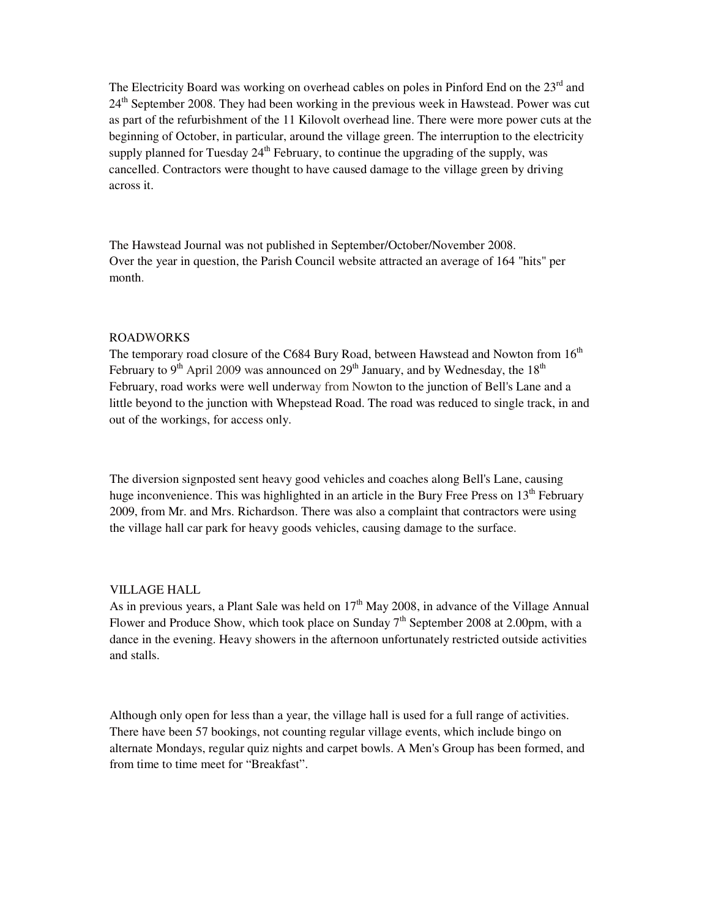The Electricity Board was working on overhead cables on poles in Pinford End on the 23rd and 24th September 2008. They had been working in the previous week in Hawstead. Power was cut as part of the refurbishment of the 11 Kilovolt overhead line. There were more power cuts at the beginning of October, in particular, around the village green. The interruption to the electricity supply planned for Tuesday 24th February, to continue the upgrading of the supply, was cancelled. Contractors were thought to have caused damage to the village green by driving across it.

The Hawstead Journal was not published in September/October/November 2008.
Over the year in question, the Parish Council website attracted an average of 164 "hits" per month.

## ROADWORKS

The temporary road closure of the C684 Bury Road, between Hawstead and Nowton from 16th February to 9th April 2009 was announced on 29th January, and by Wednesday, the 18th February, road works were well underway from Nowton to the junction of Bell's Lane and a little beyond to the junction with Whepstead Road. The road was reduced to single track, in and out of the workings, for access only.

The diversion signposted sent heavy good vehicles and coaches along Bell's Lane, causing huge inconvenience. This was highlighted in an article in the Bury Free Press on 13th February 2009, from Mr. and Mrs. Richardson. There was also a complaint that contractors were using the village hall car park for heavy goods vehicles, causing damage to the surface.

## VILLAGE HALL

As in previous years, a Plant Sale was held on 17th May 2008, in advance of the Village Annual Flower and Produce Show, which took place on Sunday 7th September 2008 at 2.00pm, with a dance in the evening. Heavy showers in the afternoon unfortunately restricted outside activities and stalls.

Although only open for less than a year, the village hall is used for a full range of activities. There have been 57 bookings, not counting regular village events, which include bingo on alternate Mondays, regular quiz nights and carpet bowls. A Men's Group has been formed, and from time to time meet for "Breakfast".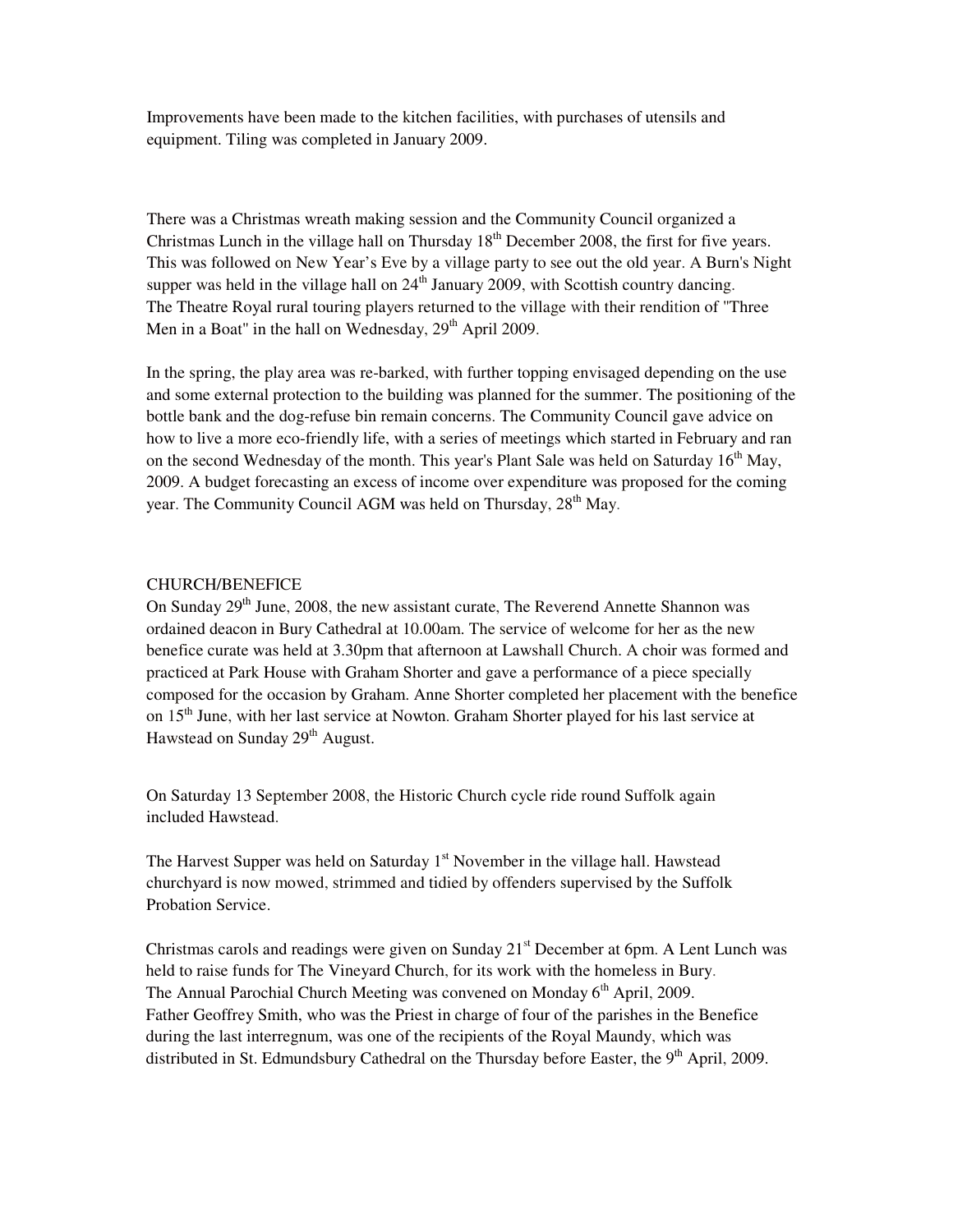Improvements have been made to the kitchen facilities, with purchases of utensils and equipment. Tiling was completed in January 2009.

There was a Christmas wreath making session and the Community Council organized a Christmas Lunch in the village hall on Thursday 18th December 2008, the first for five years. This was followed on New Year's Eve by a village party to see out the old year. A Burn's Night supper was held in the village hall on 24th January 2009, with Scottish country dancing. The Theatre Royal rural touring players returned to the village with their rendition of "Three Men in a Boat" in the hall on Wednesday, 29th April 2009.

In the spring, the play area was re-barked, with further topping envisaged depending on the use and some external protection to the building was planned for the summer. The positioning of the bottle bank and the dog-refuse bin remain concerns. The Community Council gave advice on how to live a more eco-friendly life, with a series of meetings which started in February and ran on the second Wednesday of the month. This year's Plant Sale was held on Saturday 16th May, 2009. A budget forecasting an excess of income over expenditure was proposed for the coming year. The Community Council AGM was held on Thursday, 28th May.

CHURCH/BENEFICE

On Sunday 29th June, 2008, the new assistant curate, The Reverend Annette Shannon was ordained deacon in Bury Cathedral at 10.00am. The service of welcome for her as the new benefice curate was held at 3.30pm that afternoon at Lawshall Church. A choir was formed and practiced at Park House with Graham Shorter and gave a performance of a piece specially composed for the occasion by Graham. Anne Shorter completed her placement with the benefice on 15th June, with her last service at Nowton. Graham Shorter played for his last service at Hawstead on Sunday 29th August.

On Saturday 13 September 2008, the Historic Church cycle ride round Suffolk again included Hawstead.

The Harvest Supper was held on Saturday 1st November in the village hall. Hawstead churchyard is now mowed, strimmed and tidied by offenders supervised by the Suffolk Probation Service.

Christmas carols and readings were given on Sunday 21st December at 6pm. A Lent Lunch was held to raise funds for The Vineyard Church, for its work with the homeless in Bury. The Annual Parochial Church Meeting was convened on Monday 6th April, 2009. Father Geoffrey Smith, who was the Priest in charge of four of the parishes in the Benefice during the last interregnum, was one of the recipients of the Royal Maundy, which was distributed in St. Edmundsbury Cathedral on the Thursday before Easter, the 9th April, 2009.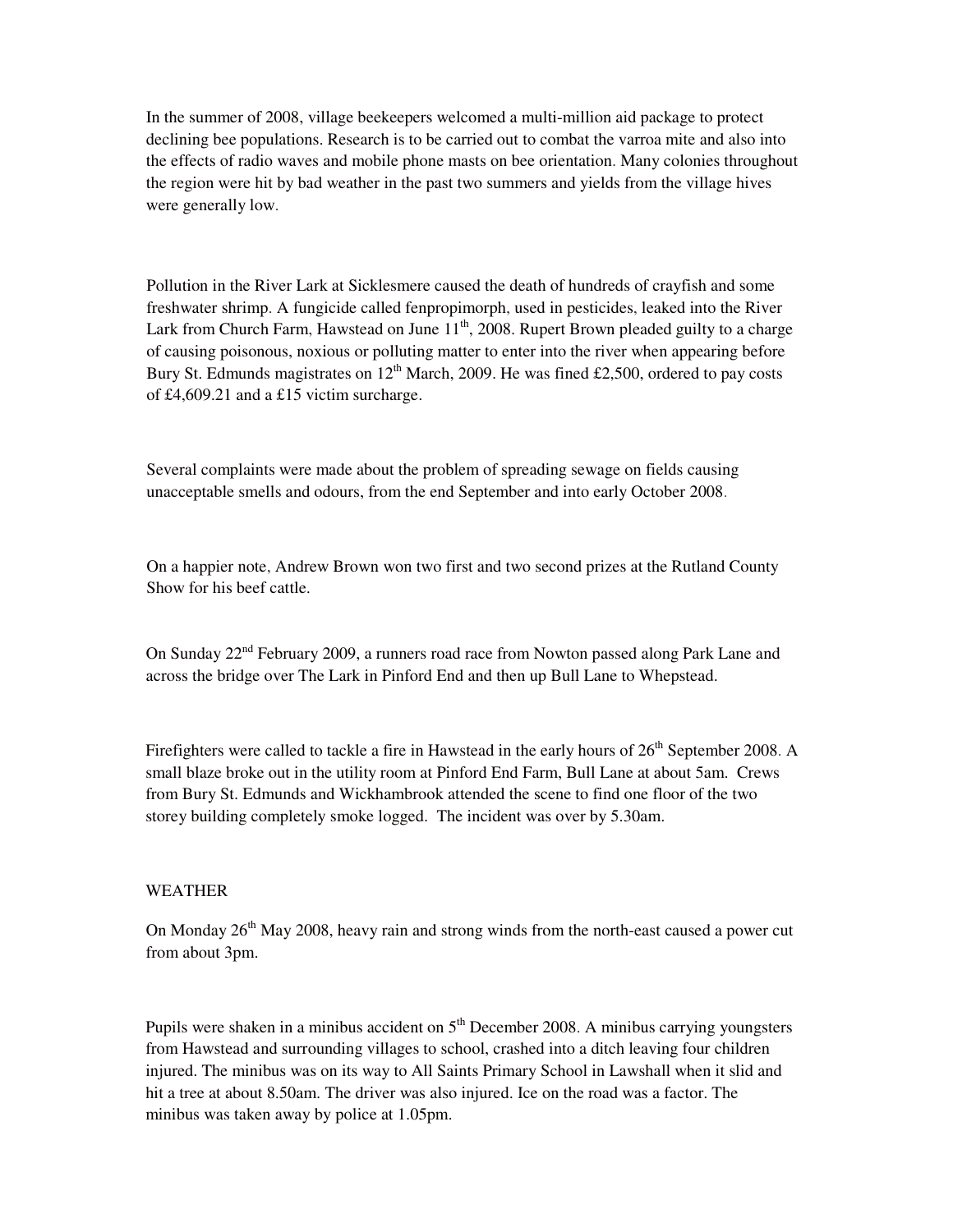In the summer of 2008, village beekeepers welcomed a multi-million aid package to protect declining bee populations. Research is to be carried out to combat the varroa mite and also into the effects of radio waves and mobile phone masts on bee orientation. Many colonies throughout the region were hit by bad weather in the past two summers and yields from the village hives were generally low.

Pollution in the River Lark at Sicklesmere caused the death of hundreds of crayfish and some freshwater shrimp. A fungicide called fenpropimorph, used in pesticides, leaked into the River Lark from Church Farm, Hawstead on June 11th, 2008. Rupert Brown pleaded guilty to a charge of causing poisonous, noxious or polluting matter to enter into the river when appearing before Bury St. Edmunds magistrates on 12th March, 2009. He was fined £2,500, ordered to pay costs of £4,609.21 and a £15 victim surcharge.

Several complaints were made about the problem of spreading sewage on fields causing unacceptable smells and odours, from the end September and into early October 2008.

On a happier note, Andrew Brown won two first and two second prizes at the Rutland County Show for his beef cattle.

On Sunday 22nd February 2009, a runners road race from Nowton passed along Park Lane and across the bridge over The Lark in Pinford End and then up Bull Lane to Whepstead.

Firefighters were called to tackle a fire in Hawstead in the early hours of 26th September 2008. A small blaze broke out in the utility room at Pinford End Farm, Bull Lane at about 5am. Crews from Bury St. Edmunds and Wickhambrook attended the scene to find one floor of the two storey building completely smoke logged. The incident was over by 5.30am.

## WEATHER

On Monday 26th May 2008, heavy rain and strong winds from the north-east caused a power cut from about 3pm.

Pupils were shaken in a minibus accident on 5th December 2008. A minibus carrying youngsters from Hawstead and surrounding villages to school, crashed into a ditch leaving four children injured. The minibus was on its way to All Saints Primary School in Lawshall when it slid and hit a tree at about 8.50am. The driver was also injured. Ice on the road was a factor. The minibus was taken away by police at 1.05pm.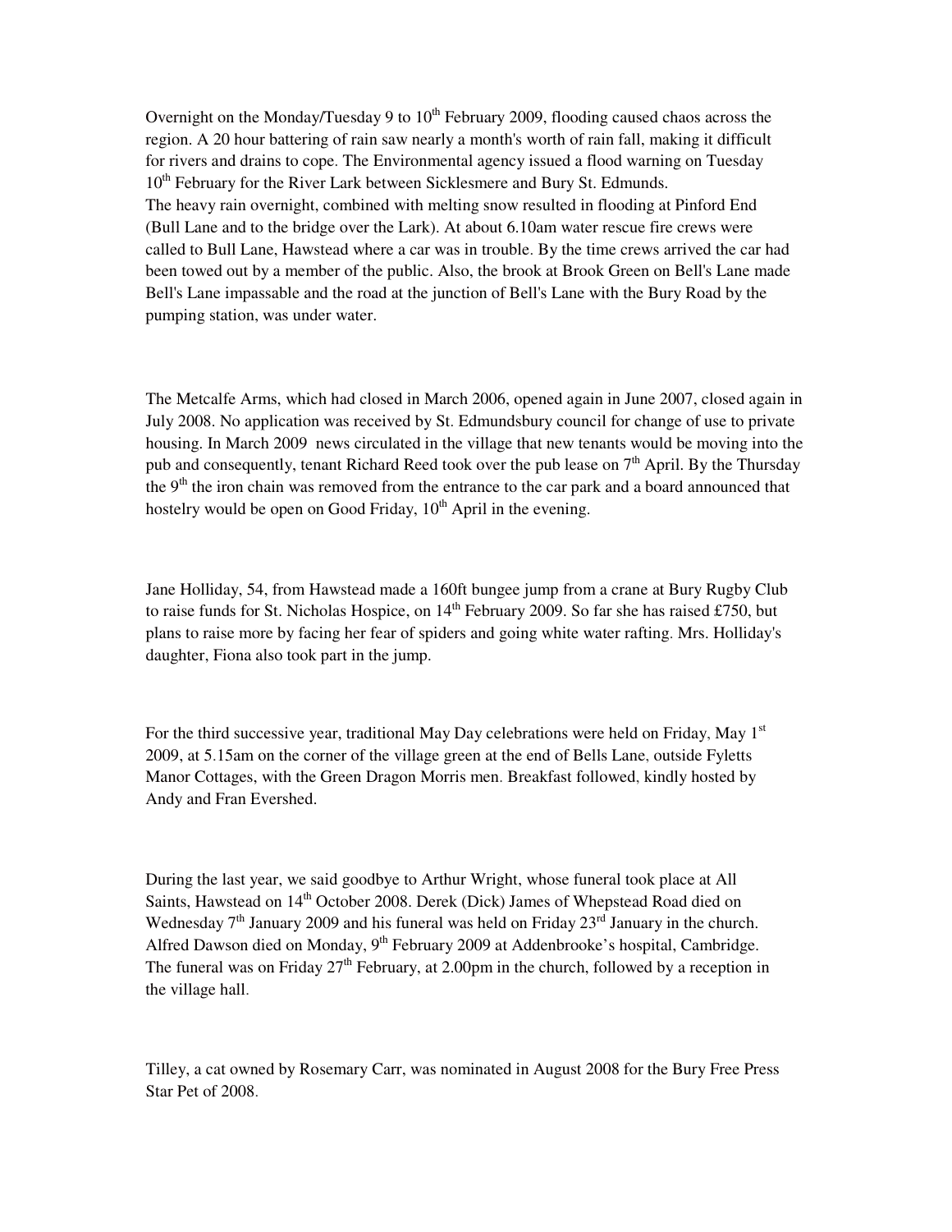Overnight on the Monday/Tuesday 9 to 10th February 2009, flooding caused chaos across the region. A 20 hour battering of rain saw nearly a month's worth of rain fall, making it difficult for rivers and drains to cope. The Environmental agency issued a flood warning on Tuesday 10th February for the River Lark between Sicklesmere and Bury St. Edmunds.
The heavy rain overnight, combined with melting snow resulted in flooding at Pinford End (Bull Lane and to the bridge over the Lark). At about 6.10am water rescue fire crews were called to Bull Lane, Hawstead where a car was in trouble. By the time crews arrived the car had been towed out by a member of the public. Also, the brook at Brook Green on Bell's Lane made Bell's Lane impassable and the road at the junction of Bell's Lane with the Bury Road by the pumping station, was under water.

The Metcalfe Arms, which had closed in March 2006, opened again in June 2007, closed again in July 2008. No application was received by St. Edmundsbury council for change of use to private housing. In March 2009 news circulated in the village that new tenants would be moving into the pub and consequently, tenant Richard Reed took over the pub lease on 7th April. By the Thursday the 9th the iron chain was removed from the entrance to the car park and a board announced that hostelry would be open on Good Friday, 10th April in the evening.

Jane Holliday, 54, from Hawstead made a 160ft bungee jump from a crane at Bury Rugby Club to raise funds for St. Nicholas Hospice, on 14th February 2009. So far she has raised £750, but plans to raise more by facing her fear of spiders and going white water rafting. Mrs. Holliday's daughter, Fiona also took part in the jump.

For the third successive year, traditional May Day celebrations were held on Friday, May 1st 2009, at 5.15am on the corner of the village green at the end of Bells Lane, outside Fyletts Manor Cottages, with the Green Dragon Morris men. Breakfast followed, kindly hosted by Andy and Fran Evershed.

During the last year, we said goodbye to Arthur Wright, whose funeral took place at All Saints, Hawstead on 14th October 2008. Derek (Dick) James of Whepstead Road died on Wednesday 7th January 2009 and his funeral was held on Friday 23rd January in the church. Alfred Dawson died on Monday, 9th February 2009 at Addenbrooke's hospital, Cambridge. The funeral was on Friday 27th February, at 2.00pm in the church, followed by a reception in the village hall.

Tilley, a cat owned by Rosemary Carr, was nominated in August 2008 for the Bury Free Press Star Pet of 2008.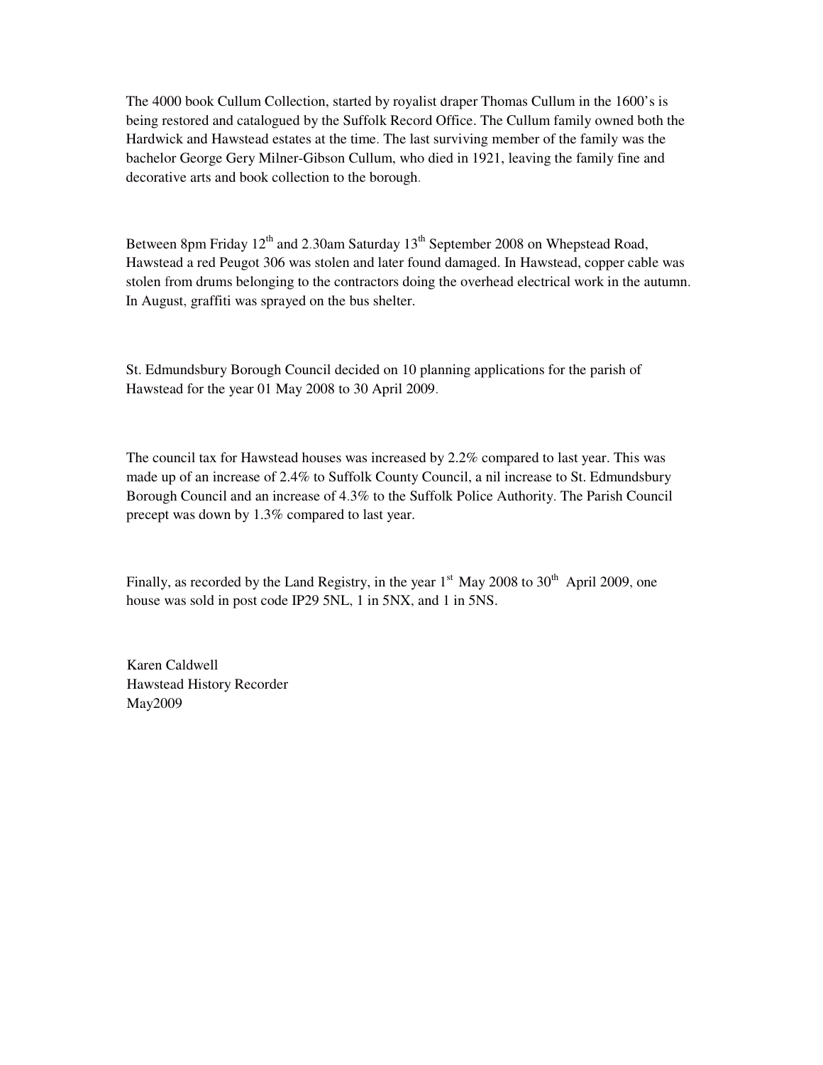The 4000 book Cullum Collection, started by royalist draper Thomas Cullum in the 1600's is being restored and catalogued by the Suffolk Record Office. The Cullum family owned both the Hardwick and Hawstead estates at the time. The last surviving member of the family was the bachelor George Gery Milner-Gibson Cullum, who died in 1921, leaving the family fine and decorative arts and book collection to the borough.

Between 8pm Friday 12th and 2.30am Saturday 13th September 2008 on Whepstead Road, Hawstead a red Peugot 306 was stolen and later found damaged. In Hawstead, copper cable was stolen from drums belonging to the contractors doing the overhead electrical work in the autumn. In August, graffiti was sprayed on the bus shelter.

St. Edmundsbury Borough Council decided on 10 planning applications for the parish of Hawstead for the year 01 May 2008 to 30 April 2009.

The council tax for Hawstead houses was increased by 2.2% compared to last year. This was made up of an increase of 2.4% to Suffolk County Council, a nil increase to St. Edmundsbury Borough Council and an increase of 4.3% to the Suffolk Police Authority. The Parish Council precept was down by 1.3% compared to last year.

Finally, as recorded by the Land Registry, in the year 1st May 2008 to 30th April 2009, one house was sold in post code IP29 5NL, 1 in 5NX, and 1 in 5NS.

Karen Caldwell
Hawstead History Recorder
May2009